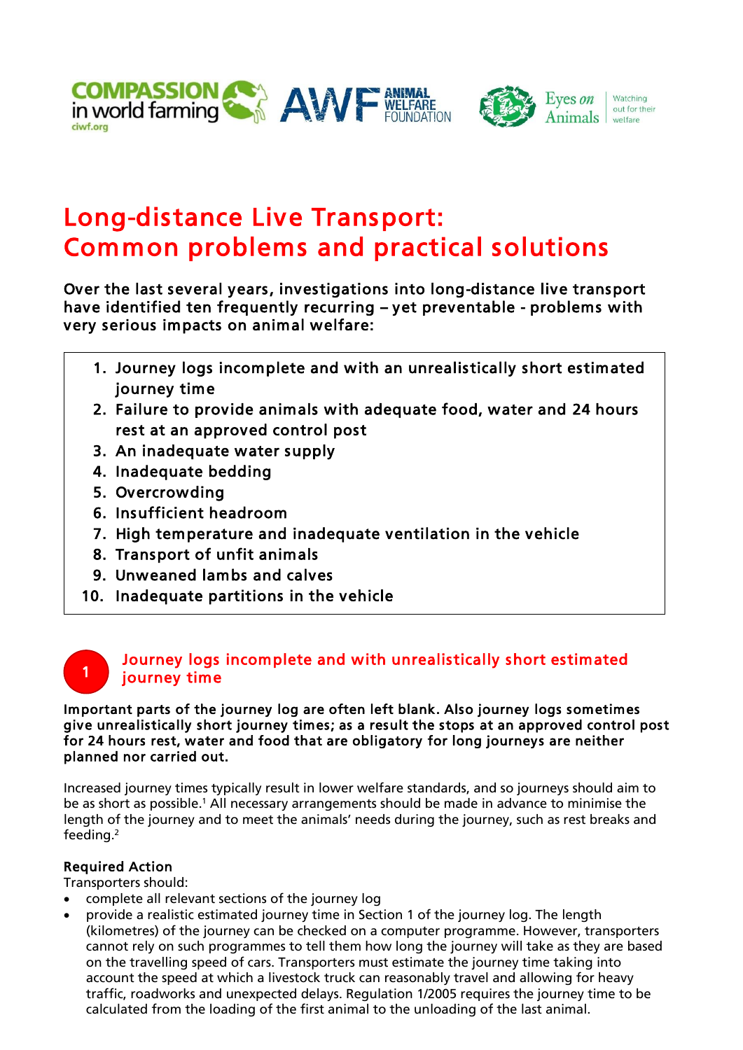# Long-distance Live Transport: Common problems and practical solutions

**Over the last several years, investigations into long-distance live transport have identified ten frequently recurring – yet preventable - problems with very serious impacts on animal welfare:**

1. Journey logs incomplete and with an unrealistically short estimated journey time
2. Failure to provide animals with adequate food, water and 24 hours rest at an approved control post
3. An inadequate water supply
4. Inadequate bedding
5. Overcrowding
6. Insufficient headroom
7. High temperature and inadequate ventilation in the vehicle
8. Transport of unfit animals
9. Unweaned lambs and calves
10. Inadequate partitions in the vehicle

## 1 Journey logs incomplete and with unrealistically short estimated journey time

**Important parts of the journey log are often left blank. Also journey logs sometimes give unrealistically short journey times; as a result the stops at an approved control post for 24 hours rest, water and food that are obligatory for long journeys are neither planned nor carried out.**

Increased journey times typically result in lower welfare standards, and so journeys should aim to be as short as possible.[1] All necessary arrangements should be made in advance to minimise the length of the journey and to meet the animals' needs during the journey, such as rest breaks and feeding.[2]

**Required Action**
Transporters should:

- complete all relevant sections of the journey log
- provide a realistic estimated journey time in Section 1 of the journey log. The length (kilometres) of the journey can be checked on a computer programme. However, transporters cannot rely on such programmes to tell them how long the journey will take as they are based on the travelling speed of cars. Transporters must estimate the journey time taking into account the speed at which a livestock truck can reasonably travel and allowing for heavy traffic, roadworks and unexpected delays. Regulation 1/2005 requires the journey time to be calculated from the loading of the first animal to the unloading of the last animal.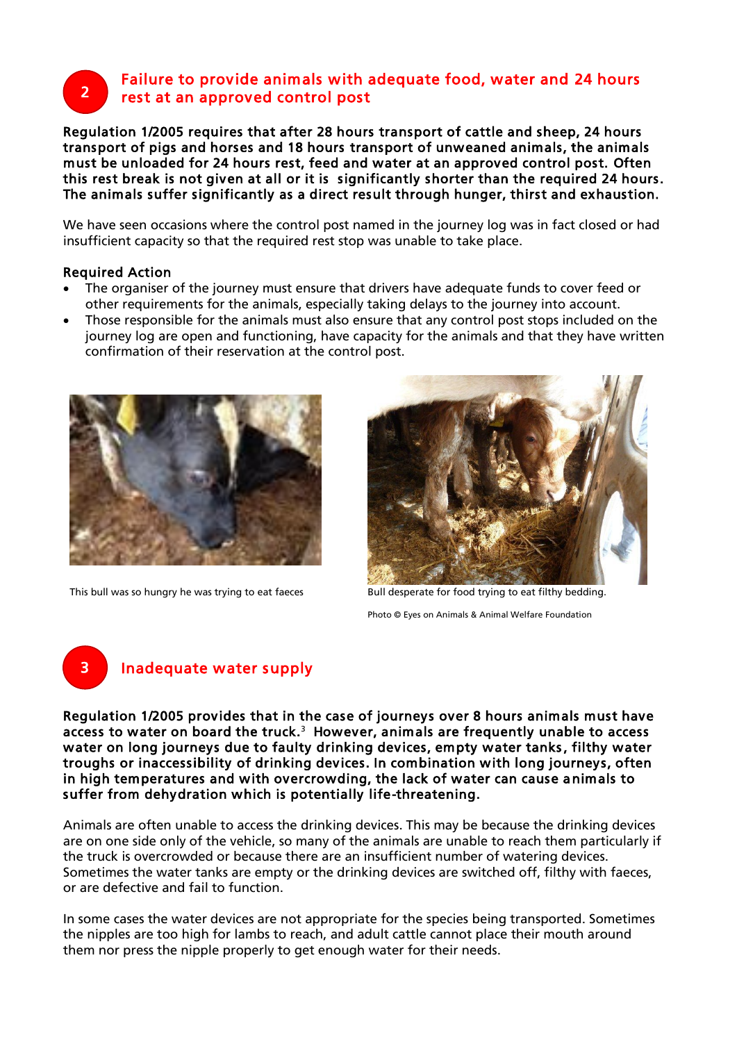## 2 Failure to provide animals with adequate food, water and 24 hours rest at an approved control post

**Regulation 1/2005 requires that after 28 hours transport of cattle and sheep, 24 hours transport of pigs and horses and 18 hours transport of unweaned animals, the animals must be unloaded for 24 hours rest, feed and water at an approved control post. Often this rest break is not given at all or it is significantly shorter than the required 24 hours. The animals suffer significantly as a direct result through hunger, thirst and exhaustion.**

We have seen occasions where the control post named in the journey log was in fact closed or had insufficient capacity so that the required rest stop was unable to take place.

**Required Action**

- The organiser of the journey must ensure that drivers have adequate funds to cover feed or other requirements for the animals, especially taking delays to the journey into account.
- Those responsible for the animals must also ensure that any control post stops included on the journey log are open and functioning, have capacity for the animals and that they have written confirmation of their reservation at the control post.

This bull was so hungry he was trying to eat faeces

Bull desperate for food trying to eat filthy bedding.

Photo © Eyes on Animals & Animal Welfare Foundation

## 3 Inadequate water supply

**Regulation 1/2005 provides that in the case of journeys over 8 hours animals must have access to water on board the truck.[3] However, animals are frequently unable to access water on long journeys due to faulty drinking devices, empty water tanks, filthy water troughs or inaccessibility of drinking devices. In combination with long journeys, often in high temperatures and with overcrowding, the lack of water can cause animals to suffer from dehydration which is potentially life-threatening.**

Animals are often unable to access the drinking devices. This may be because the drinking devices are on one side only of the vehicle, so many of the animals are unable to reach them particularly if the truck is overcrowded or because there are an insufficient number of watering devices. Sometimes the water tanks are empty or the drinking devices are switched off, filthy with faeces, or are defective and fail to function.

In some cases the water devices are not appropriate for the species being transported. Sometimes the nipples are too high for lambs to reach, and adult cattle cannot place their mouth around them nor press the nipple properly to get enough water for their needs.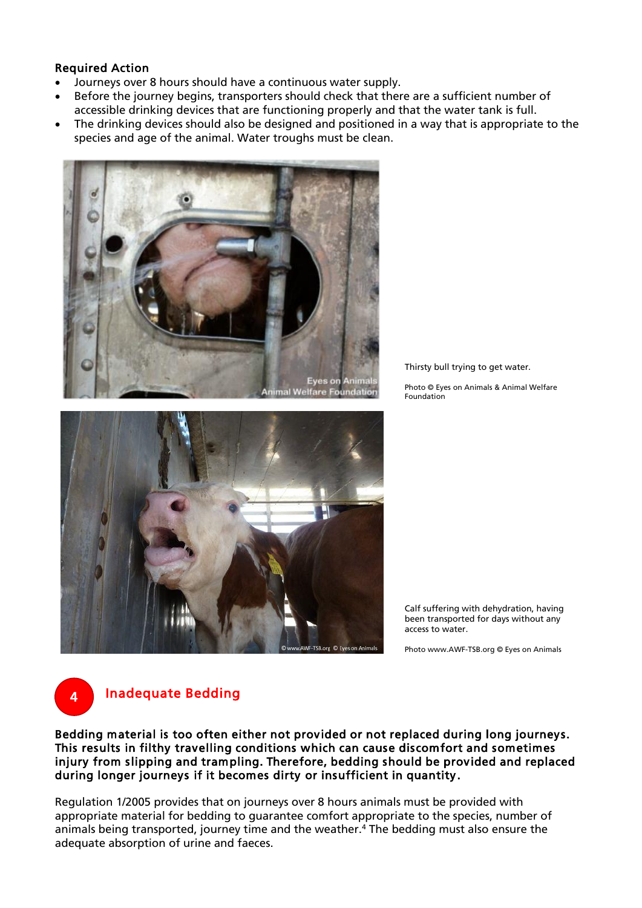### Required Action

- Journeys over 8 hours should have a continuous water supply.
- Before the journey begins, transporters should check that there are a sufficient number of accessible drinking devices that are functioning properly and that the water tank is full.
- The drinking devices should also be designed and positioned in a way that is appropriate to the species and age of the animal. Water troughs must be clean.

Thirsty bull trying to get water.

Photo © Eyes on Animals & Animal Welfare Foundation

Calf suffering with dehydration, having been transported for days without any access to water.

Photo www.AWF-TSB.org © Eyes on Animals

## 4 Inadequate Bedding

**Bedding material is too often either not provided or not replaced during long journeys. This results in filthy travelling conditions which can cause discomfort and sometimes injury from slipping and trampling. Therefore, bedding should be provided and replaced during longer journeys if it becomes dirty or insufficient in quantity.**

Regulation 1/2005 provides that on journeys over 8 hours animals must be provided with appropriate material for bedding to guarantee comfort appropriate to the species, number of animals being transported, journey time and the weather.[4] The bedding must also ensure the adequate absorption of urine and faeces.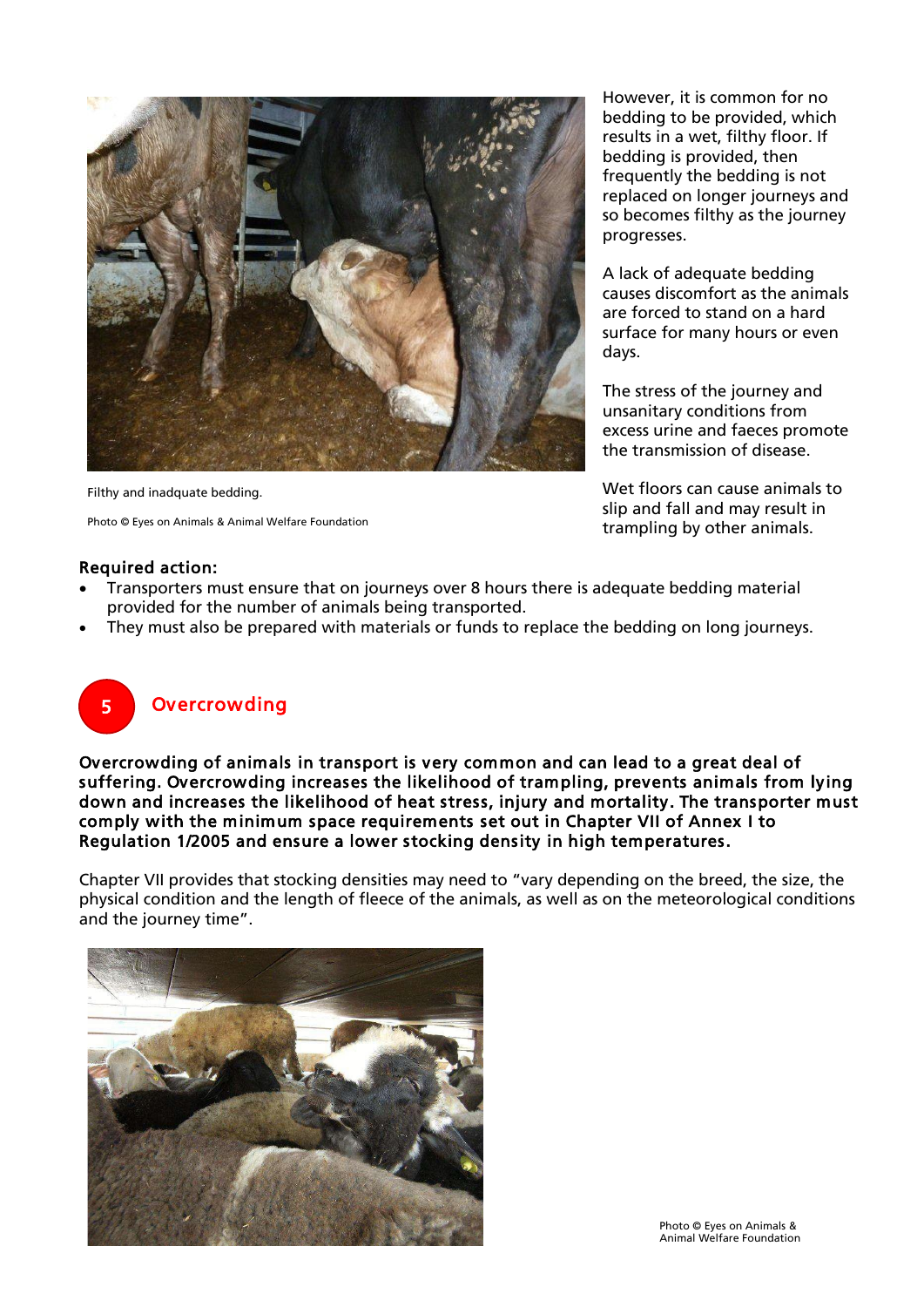Filthy and inadquate bedding.

Photo © Eyes on Animals & Animal Welfare Foundation

However, it is common for no bedding to be provided, which results in a wet, filthy floor. If bedding is provided, then frequently the bedding is not replaced on longer journeys and so becomes filthy as the journey progresses.

A lack of adequate bedding causes discomfort as the animals are forced to stand on a hard surface for many hours or even days.

The stress of the journey and unsanitary conditions from excess urine and faeces promote the transmission of disease.

Wet floors can cause animals to slip and fall and may result in trampling by other animals.

**Required action:**

- Transporters must ensure that on journeys over 8 hours there is adequate bedding material provided for the number of animals being transported.
- They must also be prepared with materials or funds to replace the bedding on long journeys.

## 5 Overcrowding

**Overcrowding of animals in transport is very common and can lead to a great deal of suffering. Overcrowding increases the likelihood of trampling, prevents animals from lying down and increases the likelihood of heat stress, injury and mortality. The transporter must comply with the minimum space requirements set out in Chapter VII of Annex I to Regulation 1/2005 and ensure a lower stocking density in high temperatures.**

Chapter VII provides that stocking densities may need to "vary depending on the breed, the size, the physical condition and the length of fleece of the animals, as well as on the meteorological conditions and the journey time".

Photo © Eyes on Animals & Animal Welfare Foundation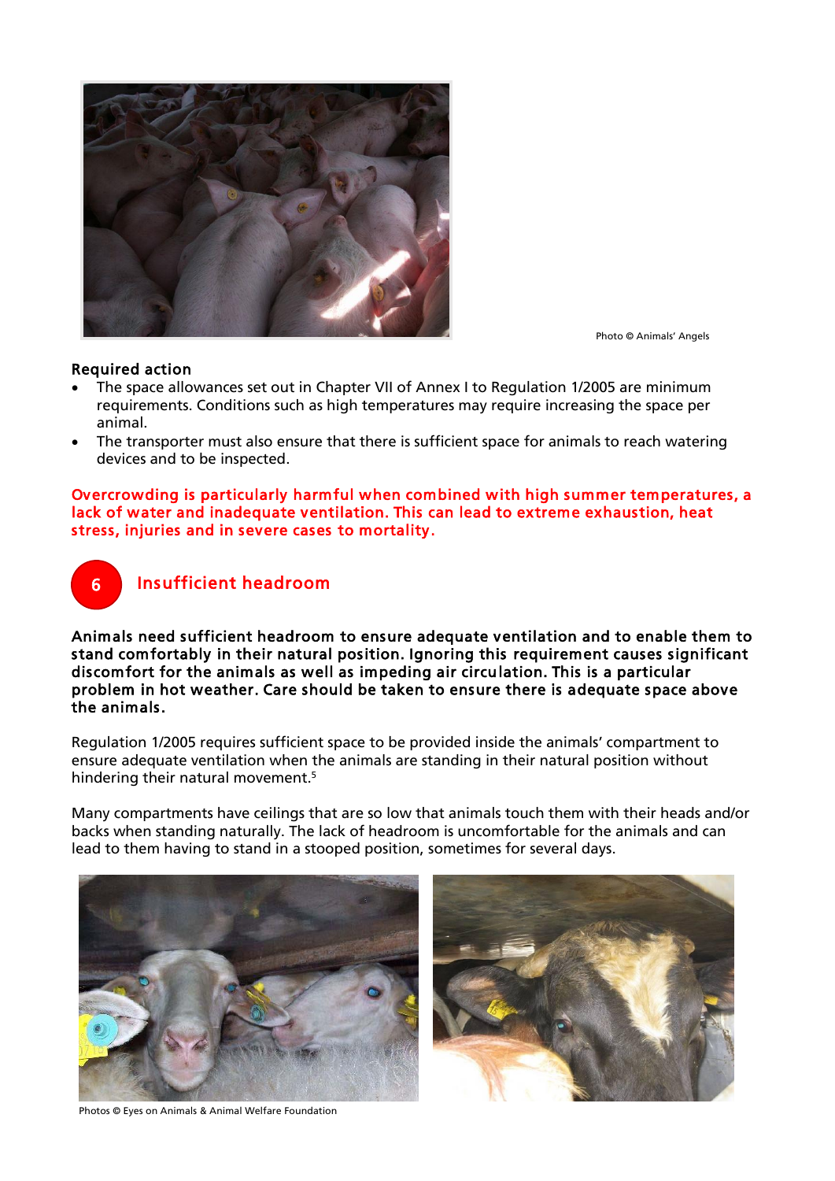Photo © Animals' Angels

**Required action**

- The space allowances set out in Chapter VII of Annex I to Regulation 1/2005 are minimum requirements. Conditions such as high temperatures may require increasing the space per animal.
- The transporter must also ensure that there is sufficient space for animals to reach watering devices and to be inspected.

**Overcrowding is particularly harmful when combined with high summer temperatures, a lack of water and inadequate ventilation. This can lead to extreme exhaustion, heat stress, injuries and in severe cases to mortality.**

## 6 Insufficient headroom

**Animals need sufficient headroom to ensure adequate ventilation and to enable them to stand comfortably in their natural position. Ignoring this requirement causes significant discomfort for the animals as well as impeding air circulation. This is a particular problem in hot weather. Care should be taken to ensure there is adequate space above the animals.**

Regulation 1/2005 requires sufficient space to be provided inside the animals' compartment to ensure adequate ventilation when the animals are standing in their natural position without hindering their natural movement.[5]

Many compartments have ceilings that are so low that animals touch them with their heads and/or backs when standing naturally. The lack of headroom is uncomfortable for the animals and can lead to them having to stand in a stooped position, sometimes for several days.

Photos © Eyes on Animals & Animal Welfare Foundation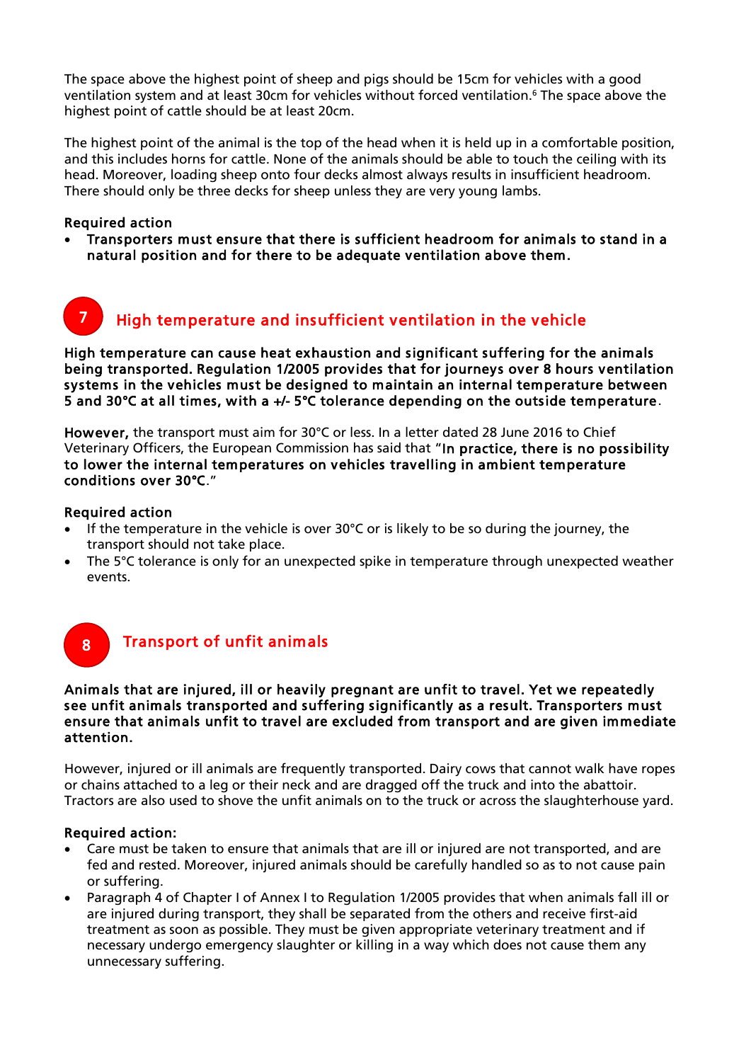The space above the highest point of sheep and pigs should be 15cm for vehicles with a good ventilation system and at least 30cm for vehicles without forced ventilation.[6] The space above the highest point of cattle should be at least 20cm.

The highest point of the animal is the top of the head when it is held up in a comfortable position, and this includes horns for cattle. None of the animals should be able to touch the ceiling with its head. Moreover, loading sheep onto four decks almost always results in insufficient headroom. There should only be three decks for sheep unless they are very young lambs.

**Required action**

- **Transporters must ensure that there is sufficient headroom for animals to stand in a natural position and for there to be adequate ventilation above them.**

## 7 High temperature and insufficient ventilation in the vehicle

**High temperature can cause heat exhaustion and significant suffering for the animals being transported. Regulation 1/2005 provides that for journeys over 8 hours ventilation systems in the vehicles must be designed to maintain an internal temperature between 5 and 30°C at all times, with a +/- 5°C tolerance depending on the outside temperature**.

**However,** the transport must aim for 30°C or less. In a letter dated 28 June 2016 to Chief Veterinary Officers, the European Commission has said that "**In practice, there is no possibility to lower the internal temperatures on vehicles travelling in ambient temperature conditions over 30°C**."

**Required action**

- If the temperature in the vehicle is over 30°C or is likely to be so during the journey, the transport should not take place.
- The 5°C tolerance is only for an unexpected spike in temperature through unexpected weather events.

## 8 Transport of unfit animals

**Animals that are injured, ill or heavily pregnant are unfit to travel. Yet we repeatedly see unfit animals transported and suffering significantly as a result. Transporters must ensure that animals unfit to travel are excluded from transport and are given immediate attention.**

However, injured or ill animals are frequently transported. Dairy cows that cannot walk have ropes or chains attached to a leg or their neck and are dragged off the truck and into the abattoir. Tractors are also used to shove the unfit animals on to the truck or across the slaughterhouse yard.

**Required action:**

- Care must be taken to ensure that animals that are ill or injured are not transported, and are fed and rested. Moreover, injured animals should be carefully handled so as to not cause pain or suffering.
- Paragraph 4 of Chapter I of Annex I to Regulation 1/2005 provides that when animals fall ill or are injured during transport, they shall be separated from the others and receive first-aid treatment as soon as possible. They must be given appropriate veterinary treatment and if necessary undergo emergency slaughter or killing in a way which does not cause them any unnecessary suffering.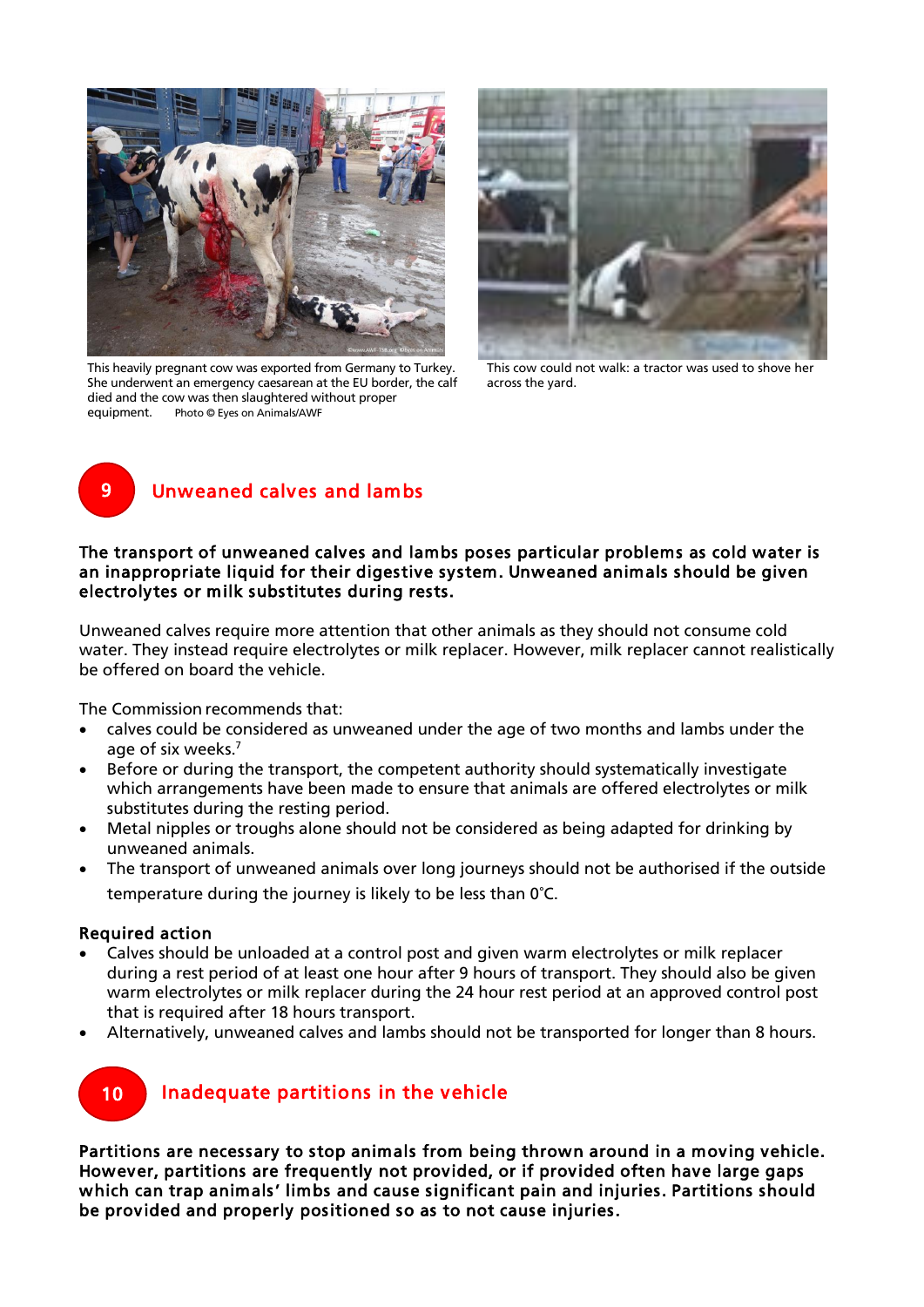This heavily pregnant cow was exported from Germany to Turkey. She underwent an emergency caesarean at the EU border, the calf died and the cow was then slaughtered without proper equipment. Photo © Eyes on Animals/AWF

This cow could not walk: a tractor was used to shove her across the yard.

## 9 Unweaned calves and lambs

**The transport of unweaned calves and lambs poses particular problems as cold water is an inappropriate liquid for their digestive system. Unweaned animals should be given electrolytes or milk substitutes during rests.**

Unweaned calves require more attention that other animals as they should not consume cold water. They instead require electrolytes or milk replacer. However, milk replacer cannot realistically be offered on board the vehicle.

The Commission recommends that:

- calves could be considered as unweaned under the age of two months and lambs under the age of six weeks.[7]
- Before or during the transport, the competent authority should systematically investigate which arrangements have been made to ensure that animals are offered electrolytes or milk substitutes during the resting period.
- Metal nipples or troughs alone should not be considered as being adapted for drinking by unweaned animals.
- The transport of unweaned animals over long journeys should not be authorised if the outside temperature during the journey is likely to be less than 0˚C.

**Required action**

- Calves should be unloaded at a control post and given warm electrolytes or milk replacer during a rest period of at least one hour after 9 hours of transport. They should also be given warm electrolytes or milk replacer during the 24 hour rest period at an approved control post that is required after 18 hours transport.
- Alternatively, unweaned calves and lambs should not be transported for longer than 8 hours.

## 10 Inadequate partitions in the vehicle

**Partitions are necessary to stop animals from being thrown around in a moving vehicle. However, partitions are frequently not provided, or if provided often have large gaps which can trap animals' limbs and cause significant pain and injuries. Partitions should be provided and properly positioned so as to not cause injuries.**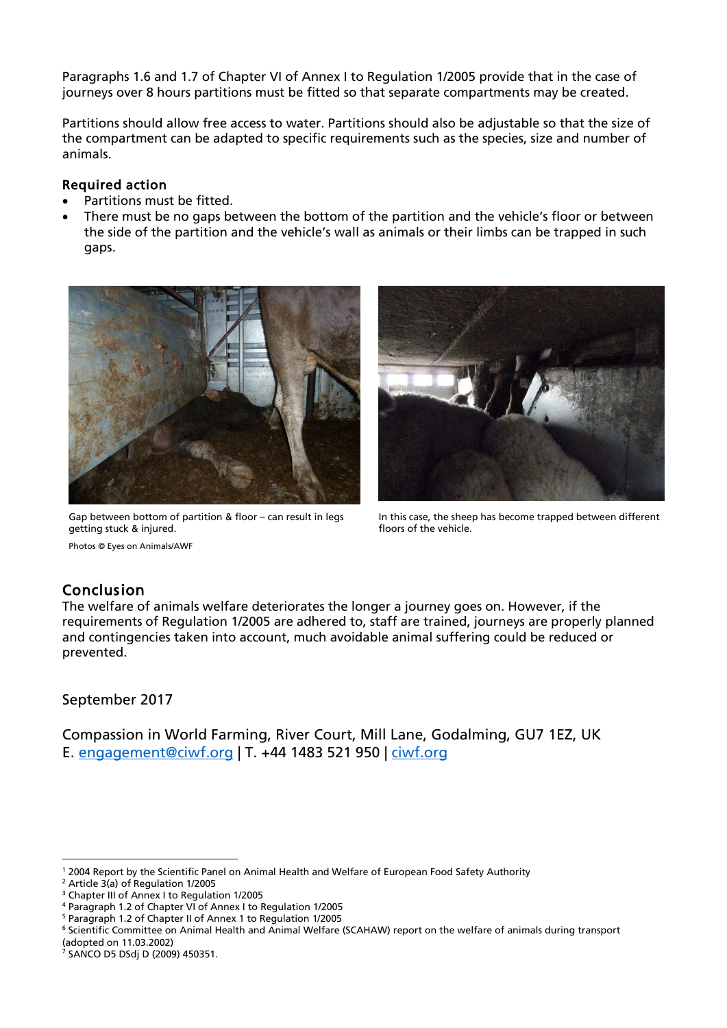Paragraphs 1.6 and 1.7 of Chapter VI of Annex I to Regulation 1/2005 provide that in the case of journeys over 8 hours partitions must be fitted so that separate compartments may be created.

Partitions should allow free access to water. Partitions should also be adjustable so that the size of the compartment can be adapted to specific requirements such as the species, size and number of animals.

### Required action

- Partitions must be fitted.
- There must be no gaps between the bottom of the partition and the vehicle's floor or between the side of the partition and the vehicle's wall as animals or their limbs can be trapped in such gaps.

Gap between bottom of partition & floor – can result in legs getting stuck & injured.

In this case, the sheep has become trapped between different floors of the vehicle.

Photos © Eyes on Animals/AWF

## Conclusion

The welfare of animals welfare deteriorates the longer a journey goes on. However, if the requirements of Regulation 1/2005 are adhered to, staff are trained, journeys are properly planned and contingencies taken into account, much avoidable animal suffering could be reduced or prevented.

September 2017

Compassion in World Farming, River Court, Mill Lane, Godalming, GU7 1EZ, UK
E. engagement@ciwf.org | T. +44 1483 521 950 | ciwf.org

---

[1] 2004 Report by the Scientific Panel on Animal Health and Welfare of European Food Safety Authority
[2] Article 3(a) of Regulation 1/2005
[3] Chapter III of Annex I to Regulation 1/2005
[4] Paragraph 1.2 of Chapter VI of Annex I to Regulation 1/2005
[5] Paragraph 1.2 of Chapter II of Annex 1 to Regulation 1/2005
[6] Scientific Committee on Animal Health and Animal Welfare (SCAHAW) report on the welfare of animals during transport (adopted on 11.03.2002)
[7] SANCO D5 DSdj D (2009) 450351.